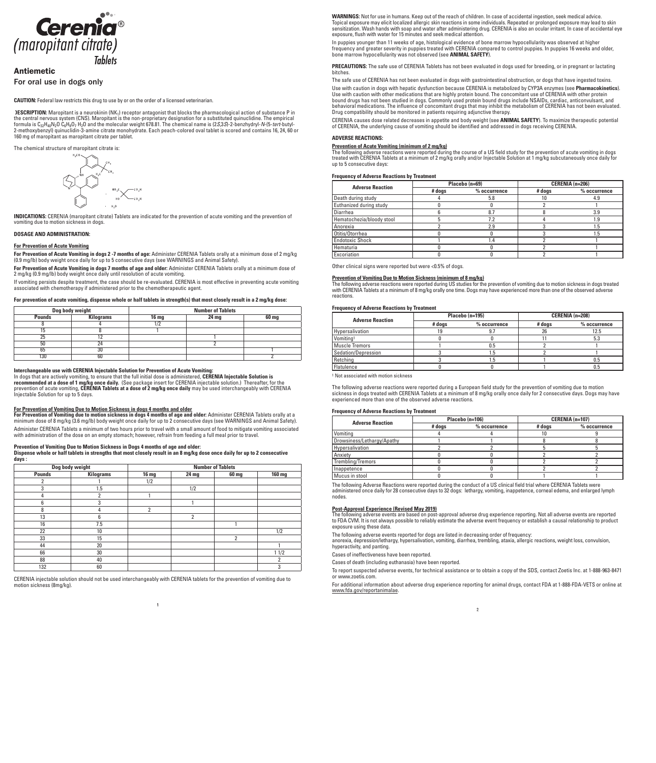# Cerenia®
## (maropitant citrate)
### Tablets

## Antiemetic

### For oral use in dogs only

**CAUTION:** Federal law restricts this drug to use by or on the order of a licensed veterinarian.

**DESCRIPTION:** Maropitant is a neurokinin ($NK_1$) receptor antagonist that blocks the pharmacological action of substance P in the central nervous system (CNS). Maropitant is the non-proprietary designation for a substituted quinuclidine. The empirical formula is $C_{32}H_{40}N_2O\ C_6H_8O_7\ H_2O$ and the molecular weight 678.81. The chemical name is (2*S*,3*S*)-2-benzhydryl-*N*-(5-*tert*-butyl-2-methoxybenzyl) quinuclidin-3-amine citrate monohydrate. Each peach-colored oval tablet is scored and contains 16, 24, 60 or 160 mg of maropitant as maropitant citrate per tablet.

The chemical structure of maropitant citrate is:

**INDICATIONS:** CERENIA (maropitant citrate) Tablets are indicated for the prevention of acute vomiting and the prevention of vomiting due to motion sickness in dogs.

**DOSAGE AND ADMINISTRATION:**

**For Prevention of Acute Vomiting**

**For Prevention of Acute Vomiting in dogs 2 -7 months of age:** Administer CERENIA Tablets orally at a minimum dose of 2 mg/kg (0.9 mg/lb) body weight once daily for up to 5 consecutive days (see WARNINGS and Animal Safety).

**For Prevention of Acute Vomiting in dogs 7 months of age and older:** Administer CERENIA Tablets orally at a minimum dose of 2 mg/kg (0.9 mg/lb) body weight once daily until resolution of acute vomiting.

If vomiting persists despite treatment, the case should be re-evaluated. CERENIA is most effective in preventing acute vomiting associated with chemotherapy if administered prior to the chemotherapeutic agent.

**For prevention of acute vomiting, dispense whole or half tablets in strength(s) that most closely result in a 2 mg/kg dose:**

| Dog body weight | | Number of Tablets | | |
|---|---|---|---|---|
| Pounds | Kilograms | 16 mg | 24 mg | 60 mg |
| 8 | 4 | 1/2 | | |
| 15 | 8 | 1 | | |
| 25 | 12 | | 1 | |
| 50 | 24 | | 2 | |
| 65 | 30 | | | 1 |
| 130 | 60 | | | 2 |

**Interchangeable use with CERENIA Injectable Solution for Prevention of Acute Vomiting:**
In dogs that are actively vomiting, to ensure that the full initial dose is administered, **CERENIA Injectable Solution is recommended at a dose of 1 mg/kg once daily.** (See package insert for CERENIA injectable solution.) Thereafter, for the prevention of acute vomiting, **CERENIA Tablets at a dose of 2 mg/kg once daily** may be used interchangeably with CERENIA Injectable Solution for up to 5 days.

**For Prevention of Vomiting Due to Motion Sickness in dogs 4 months and older**
**For Prevention of Vomiting due to motion sickness in dogs 4 months of age and older:** Administer CERENIA Tablets orally at a minimum dose of 8 mg/kg (3.6 mg/lb) body weight once daily for up to 2 consecutive days (see WARNINGS and Animal Safety).

Administer CERENIA Tablets a minimum of two hours prior to travel with a small amount of food to mitigate vomiting associated with administration of the dose on an empty stomach; however, refrain from feeding a full meal prior to travel.

**Prevention of Vomiting Due to Motion Sickness in Dogs 4 months of age and older:**
**Dispense whole or half tablets in strengths that most closely result in an 8 mg/kg dose once daily for up to 2 consecutive days :**

| Dog body weight | | Number of Tablets | | | |
|---|---|---|---|---|---|
| Pounds | Kilograms | 16 mg | 24 mg | 60 mg | 160 mg |
| 2 | 1 | 1/2 | | | |
| 3 | 1.5 | | 1/2 | | |
| 4 | 2 | 1 | | | |
| 6 | 3 | | 1 | | |
| 8 | 4 | 2 | | | |
| 13 | 6 | | 2 | | |
| 16 | 7.5 | | | 1 | |
| 22 | 10 | | | | 1/2 |
| 33 | 15 | | | 2 | |
| 44 | 20 | | | | 1 |
| 66 | 30 | | | | 1 1/2 |
| 88 | 40 | | | | 2 |
| 132 | 60 | | | | 3 |

CERENIA injectable solution should not be used interchangeably with CERENIA tablets for the prevention of vomiting due to motion sickness (8mg/kg).

**WARNINGS:** Not for use in humans. Keep out of the reach of children. In case of accidental ingestion, seek medical advice. Topical exposure may elicit localized allergic skin reactions in some individuals. Repeated or prolonged exposure may lead to skin sensitization. Wash hands with soap and water after administering drug. CERENIA is also an ocular irritant. In case of accidental eye exposure, flush with water for 15 minutes and seek medical attention.

In puppies younger than 11 weeks of age, histological evidence of bone marrow hypocellularity was observed at higher frequency and greater severity in puppies treated with CERENIA compared to control puppies. In puppies 16 weeks and older, bone marrow hypocellularity was not observed (see **ANIMAL SAFETY**).

**PRECAUTIONS:** The safe use of CERENIA Tablets has not been evaluated in dogs used for breeding, or in pregnant or lactating bitches.

The safe use of CERENIA has not been evaluated in dogs with gastrointestinal obstruction, or dogs that have ingested toxins.

Use with caution in dogs with hepatic dysfunction because CERENIA is metabolized by CYP3A enzymes (see **Pharmacokinetics**). Use with caution with other medications that are highly protein bound. The concomitant use of CERENIA with other protein bound drugs has not been studied in dogs. Commonly used protein bound drugs include NSAIDs, cardiac, anticonvulsant, and behavioral medications. The influence of concomitant drugs that may inhibit the metabolism of CERENIA has not been evaluated. Drug compatibility should be monitored in patients requiring adjunctive therapy.

CERENIA causes dose related decreases in appetite and body weight (see **ANIMAL SAFETY**). To maximize therapeutic potential of CERENIA, the underlying cause of vomiting should be identified and addressed in dogs receiving CERENIA.

**ADVERSE REACTIONS:**

**Prevention of Acute Vomiting (minimum of 2 mg/kg)**
The following adverse reactions were reported during the course of a US field study for the prevention of acute vomiting in dogs treated with CERENIA Tablets at a minimum of 2 mg/kg orally and/or Injectable Solution at 1 mg/kg subcutaneously once daily for up to 5 consecutive days:

**Frequency of Adverse Reactions by Treatment**

| Adverse Reaction | Placebo (n=69) | | CERENIA (n=206) | |
|---|---|---|---|---|
| | # dogs | % occurrence | # dogs | % occurrence |
| Death during study | 4 | 5.8 | 10 | 4.9 |
| Euthanized during study | 0 | 0 | 2 | 1 |
| Diarrhea | 6 | 8.7 | 8 | 3.9 |
| Hematochezia/bloody stool | 5 | 7.2 | 4 | 1.9 |
| Anorexia | 2 | 2.9 | 3 | 1.5 |
| Otitis/Otorrhea | 0 | 0 | 3 | 1.5 |
| Endotoxic Shock | 1 | 1.4 | 2 | 1 |
| Hematuria | 0 | 0 | 2 | 1 |
| Excoriation | 0 | 0 | 2 | 1 |

Other clinical signs were reported but were <0.5% of dogs.

**Prevention of Vomiting Due to Motion Sickness (minimum of 8 mg/kg)**
The following adverse reactions were reported during US studies for the prevention of vomiting due to motion sickness in dogs treated with CERENIA Tablets at a minimum of 8 mg/kg orally one time. Dogs may have experienced more than one of the observed adverse reactions.

**Frequency of Adverse Reactions by Treatment**

| Adverse Reaction | Placebo (n=195) | | CERENIA (n=208) | |
|---|---|---|---|---|
| | # dogs | % occurrence | # dogs | % occurrence |
| Hypersalivation | 19 | 9.7 | 26 | 12.5 |
| Vomiting[1] | 0 | 0 | 11 | 5.3 |
| Muscle Tremors | 1 | 0.5 | 2 | 1 |
| Sedation/Depression | 3 | 1.5 | 2 | 1 |
| Retching | 3 | 1.5 | 1 | 0.5 |
| Flatulence | 0 | 0 | 1 | 0.5 |

[1] Not associated with motion sickness

The following adverse reactions were reported during a European field study for the prevention of vomiting due to motion sickness in dogs treated with CERENIA Tablets at a minimum of 8 mg/kg orally once daily for 2 consecutive days. Dogs may have experienced more than one of the observed adverse reactions.

**Frequency of Adverse Reactions by Treatment**

| Adverse Reaction | Placebo (n=106) | | CERENIA (n=107) | |
|---|---|---|---|---|
| | # dogs | % occurrence | # dogs | % occurrence |
| Vomiting | 4 | 4 | 10 | 9 |
| Drowsiness/Lethargy/Apathy | 1 | 1 | 8 | 8 |
| Hypersalivation | 2 | 2 | 5 | 5 |
| Anxiety | 0 | 0 | 2 | 2 |
| Trembling/Tremors | 0 | 0 | 2 | 2 |
| Inappetence | 0 | 0 | 2 | 2 |
| Mucus in stool | 0 | 0 | 1 | 1 |

The following Adverse Reactions were reported during the conduct of a US clinical field trial where CERENIA Tablets were administered once daily for 28 consecutive days to 32 dogs: lethargy, vomiting, inappetence, corneal edema, and enlarged lymph nodes.

**Post-Approval Experience (Revised May 2019)**
The following adverse events are based on post-approval adverse drug experience reporting. Not all adverse events are reported to FDA CVM. It is not always possible to reliably estimate the adverse event frequency or establish a causal relationship to product exposure using these data.

The following adverse events reported for dogs are listed in decreasing order of frequency:
anorexia, depression/lethargy, hypersalivation, vomiting, diarrhea, trembling, ataxia, allergic reactions, weight loss, convulsion, hyperactivity, and panting.

Cases of ineffectiveness have been reported.

Cases of death (including euthanasia) have been reported.

To report suspected adverse events, for technical assistance or to obtain a copy of the SDS, contact Zoetis Inc. at 1-888-963-8471 or www.zoetis.com.

For additional information about adverse drug experience reporting for animal drugs, contact FDA at 1-888-FDA-VETS or online at www.fda.gov/reportanimalae.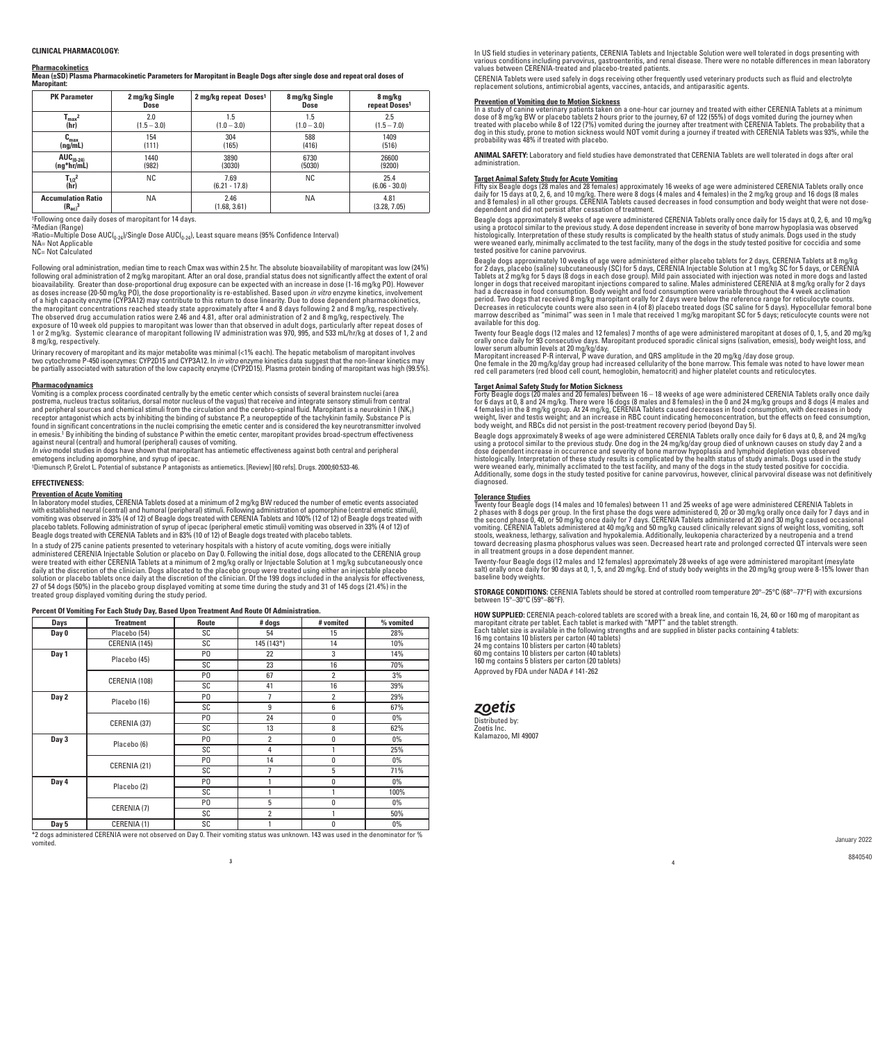**CLINICAL PHARMACOLOGY:**

**Pharmacokinetics**

**Mean (±SD) Plasma Pharmacokinetic Parameters for Maropitant in Beagle Dogs after single dose and repeat oral doses of Maropitant:**

| PK Parameter | 2 mg/kg Single Dose | 2 mg/kg repeat Doses[1] | 8 mg/kg Single Dose | 8 mg/kg repeat Doses[1] |
|---|---|---|---|---|
| $T_{max}$[2] (hr) | 2.0 (1.5 – 3.0) | 1.5 (1.0 – 3.0) | 1.5 (1.0 – 3.0) | 2.5 (1.5 – 7.0) |
| $C_{max}$ (ng/mL) | 154 (111) | 304 (165) | 588 (416) | 1409 (516) |
| $AUC_{(0-24)}$ (ng*hr/mL) | 1440 (982) | 3890 (3030) | 6730 (5030) | 26600 (9200) |
| $T_{1/2}$[2] (hr) | NC | 7.69 (6.21 - 17.8) | NC | 25.4 (6.06 - 30.0) |
| Accumulation Ratio $(R_{ac})$[3] | NA | 2.46 (1.68, 3.61) | NA | 4.81 (3.28, 7.05) |

[1]Following once daily doses of maropitant for 14 days.
[2]Median (Range)
[3]Ratio=Multiple Dose $AUC_{(0-24)}$/Single Dose $AUC_{(0-24)}$, Least square means (95% Confidence Interval)
NA= Not Applicable
NC= Not Calculated

Following oral administration, median time to reach Cmax was within 2.5 hr. The absolute bioavailability of maropitant was low (24%) following oral administration of 2 mg/kg maropitant. After an oral dose, prandial status does not significantly affect the extent of oral bioavailability. Greater than dose-proportional drug exposure can be expected with an increase in dose (1-16 mg/kg PO). However as doses increase (20-50 mg/kg PO), the dose proportionality is re-established. Based upon *in vitro* enzyme kinetics, involvement of a high capacity enzyme (CYP3A12) may contribute to this return to dose linearity. Due to dose dependent pharmacokinetics, the maropitant concentrations reached steady state approximately after 4 and 8 days following 2 and 8 mg/kg, respectively. The observed drug accumulation ratios were 2.46 and 4.81, after oral administration of 2 and 8 mg/kg, respectively. The exposure of 10 week old puppies to maropitant was lower than that observed in adult dogs, particularly after repeat doses of 1 or 2 mg/kg. Systemic clearance of maropitant following IV administration was 970, 995, and 533 mL/hr/kg at doses of 1, 2 and 8 mg/kg, respectively.

Urinary recovery of maropitant and its major metabolite was minimal (<1% each). The hepatic metabolism of maropitant involves two cytochrome P-450 isoenzymes: CYP2D15 and CYP3A12. In *in vitro* enzyme kinetics data suggest that the non-linear kinetics may be partially associated with saturation of the low capacity enzyme (CYP2D15). Plasma protein binding of maropitant was high (99.5%).

**Pharmacodynamics**

Vomiting is a complex process coordinated centrally by the emetic center which consists of several brainstem nuclei (area postrema, nucleus tractus solitarius, dorsal motor nucleus of the vagus) that receive and integrate sensory stimuli from central and peripheral sources and chemical stimuli from the circulation and the cerebro-spinal fluid. Maropitant is a neurokinin 1 ($NK_1$) receptor antagonist which acts by inhibiting the binding of substance P, a neuropeptide of the tachykinin family. Substance P is found in significant concentrations in the nuclei comprising the emetic center and is considered the key neurotransmitter involved in emesis.[1] By inhibiting the binding of substance P within the emetic center, maropitant provides broad-spectrum effectiveness against neural (central) and humoral (peripheral) causes of vomiting.

*In vivo* model studies in dogs have shown that maropitant has antiemetic effectiveness against both central and peripheral emetogens including apomorphine, and syrup of ipecac.

[1]Diemunsch P, Grelot L. Potential of substance P antagonists as antiemetics. [Review] [60 refs]. Drugs. 2000;60:533-46.

**EFFECTIVENESS:**

**Prevention of Acute Vomiting**

In laboratory model studies, CERENIA Tablets dosed at a minimum of 2 mg/kg BW reduced the number of emetic events associated with established neural (central) and humoral (peripheral) stimuli. Following administration of apomorphine (central emetic stimuli), vomiting was observed in 33% (4 of 12) of Beagle dogs treated with CERENIA Tablets and 100% (12 of 12) of Beagle dogs treated with placebo tablets. Following administration of syrup of ipecac (peripheral emetic stimuli) vomiting was observed in 33% (4 of 12) of Beagle dogs treated with CERENIA Tablets and in 83% (10 of 12) of Beagle dogs treated with placebo tablets.

In a study of 275 canine patients presented to veterinary hospitals with a history of acute vomiting, dogs were initially administered CERENIA Injectable Solution or placebo on Day 0. Following the initial dose, dogs allocated to the CERENIA group were treated with either CERENIA Tablets at a minimum of 2 mg/kg orally or Injectable Solution at 1 mg/kg subcutaneously once daily at the discretion of the clinician. Dogs allocated to the placebo group were treated using either an injectable placebo solution or placebo tablets once daily at the discretion of the clinician. Of the 199 dogs included in the analysis for effectiveness, 27 of 54 dogs (50%) in the placebo group displayed vomiting at some time during the study and 31 of 145 dogs (21.4%) in the treated group displayed vomiting during the study period.

**Percent Of Vomiting For Each Study Day, Based Upon Treatment And Route Of Administration.**

| Days | Treatment | Route | # dogs | # vomited | % vomited |
|---|---|---|---|---|---|
| Day 0 | Placebo (54) | SC | 54 | 15 | 28% |
| | CERENIA (145) | SC | 145 (143*) | 14 | 10% |
| Day 1 | Placebo (45) | PO | 22 | 3 | 14% |
| | | SC | 23 | 16 | 70% |
| | CERENIA (108) | PO | 67 | 2 | 3% |
| | | SC | 41 | 16 | 39% |
| Day 2 | Placebo (16) | PO | 7 | 2 | 29% |
| | | SC | 9 | 6 | 67% |
| | CERENIA (37) | PO | 24 | 0 | 0% |
| | | SC | 13 | 8 | 62% |
| Day 3 | Placebo (6) | PO | 2 | 0 | 0% |
| | | SC | 4 | 1 | 25% |
| | CERENIA (21) | PO | 14 | 0 | 0% |
| | | SC | 7 | 5 | 71% |
| Day 4 | Placebo (2) | PO | 1 | 0 | 0% |
| | | SC | 1 | 1 | 100% |
| | CERENIA (7) | PO | 5 | 0 | 0% |
| | | SC | 2 | 1 | 50% |
| Day 5 | CERENIA (1) | SC | 1 | 0 | 0% |

*2 dogs administered CERENIA were not observed on Day 0. Their vomiting status was unknown. 143 was used in the denominator for % vomited.

In US field studies in veterinary patients, CERENIA Tablets and Injectable Solution were well tolerated in dogs presenting with various conditions including parvovirus, gastroenteritis, and renal disease. There were no notable differences in mean laboratory values between CERENIA-treated and placebo-treated patients.

CERENIA Tablets were used safely in dogs receiving other frequently used veterinary products such as fluid and electrolyte replacement solutions, antimicrobial agents, vaccines, antacids, and antiparasitic agents.

**Prevention of Vomiting due to Motion Sickness**

In a study of canine veterinary patients taken on a one-hour car journey and treated with either CERENIA Tablets at a minimum dose of 8 mg/kg BW or placebo tablets 2 hours prior to the journey, 67 of 122 (55%) of dogs vomited during the journey when treated with placebo while 8 of 122 (7%) vomited during the journey after treatment with CERENIA Tablets. The probability that a dog in this study, prone to motion sickness would NOT vomit during a journey if treated with CERENIA Tablets was 93%, while the probability was 48% if treated with placebo.

**ANIMAL SAFETY:** Laboratory and field studies have demonstrated that CERENIA Tablets are well tolerated in dogs after oral administration.

**Target Animal Safety Study for Acute Vomiting**

Fifty six Beagle dogs (28 males and 28 females) approximately 16 weeks of age were administered CERENIA Tablets orally once daily for 15 days at 0, 2, 6, and 10 mg/kg. There were 8 dogs (4 males and 4 females) in the 2 mg/kg group and 16 dogs (8 males and 8 females) in all other groups. CERENIA Tablets caused decreases in food consumption and body weight that were not dose-dependent and did not persist after cessation of treatment.

Beagle dogs approximately 8 weeks of age were administered CERENIA Tablets orally once daily for 15 days at 0, 2, 6, and 10 mg/kg using a protocol similar to the previous study. A dose dependent increase in severity of bone marrow hypoplasia was observed histologically. Interpretation of these study results is complicated by the health status of study animals. Dogs used in the study were weaned early, minimally acclimated to the test facility, many of the dogs in the study tested positive for coccidia and some tested positive for canine parvovirus.

Beagle dogs approximately 10 weeks of age were administered either placebo tablets for 2 days, CERENIA Tablets at 8 mg/kg for 2 days, placebo (saline) subcutaneously (SC) for 5 days, CERENIA Injectable Solution at 1 mg/kg SC for 5 days, or CERENIA Tablets at 2 mg/kg for 5 days (8 dogs in each dose group). Mild pain associated with injection was noted in more dogs and lasted longer in dogs that received maropitant injections compared to saline. Males administered CERENIA at 8 mg/kg orally for 2 days had a decrease in food consumption. Body weight and food consumption were variable throughout the 4 week acclimation period. Two dogs that received 8 mg/kg maropitant orally for 2 days were below the reference range for reticulocyte counts. Decreases in reticulocyte counts were also seen in 4 (of 8) placebo treated dogs (SC saline for 5 days). Hypocellular femoral bone marrow described as "minimal" was seen in 1 male that received 1 mg/kg maropitant SC for 5 days; reticulocyte counts were not available for this dog.

Twenty four Beagle dogs (12 males and 12 females) 7 months of age were administered maropitant at doses of 0, 1, 5, and 20 mg/kg orally once daily for 93 consecutive days. Maropitant produced sporadic clinical signs (salivation, emesis), body weight loss, and lower serum albumin levels at 20 mg/kg/day.

Maropitant increased P-R interval, P wave duration, and QRS amplitude in the 20 mg/kg /day dose group.

One female in the 20 mg/kg/day group had increased cellularity of the bone marrow. This female was noted to have lower mean red cell parameters (red blood cell count, hemoglobin, hematocrit) and higher platelet counts and reticulocytes.

**Target Animal Safety Study for Motion Sickness**

Forty Beagle dogs (20 males and 20 females) between 16 – 18 weeks of age were administered CERENIA Tablets orally once daily for 6 days at 0, 8 and 24 mg/kg. There were 16 dogs (8 males and 8 females) in the 0 and 24 mg/kg groups and 8 dogs (4 males and 4 females) in the 8 mg/kg group. At 24 mg/kg, CERENIA Tablets caused decreases in food consumption, with decreases in body weight, liver and testis weight; and an increase in RBC count indicating hemoconcentration, but the effects on feed consumption, body weight, and RBCs did not persist in the post-treatment recovery period (beyond Day 5).

Beagle dogs approximately 8 weeks of age were administered CERENIA Tablets orally once daily for 6 days at 0, 8, and 24 mg/kg using a protocol similar to the previous study. One dog in the 24 mg/kg/day group died of unknown causes on study day 2 and a dose dependent increase in occurrence and severity of bone marrow hypoplasia and lymphoid depletion was observed histologically. Interpretation of these study results is complicated by the health status of study animals. Dogs used in the study were weaned early, minimally acclimated to the test facility, and many of the dogs in the study tested positive for coccidia. Additionally, some dogs in the study tested positive for canine parvovirus, however, clinical parvoviral disease was not definitively diagnosed.

**Tolerance Studies**

Twenty four Beagle dogs (14 males and 10 females) between 11 and 25 weeks of age were administered CERENIA Tablets in 2 phases with 8 dogs per group. In the first phase the dogs were administered 0, 20 or 30 mg/kg orally once daily for 7 days and in the second phase 0, 40, or 50 mg/kg once daily for 7 days. CERENIA Tablets administered at 20 and 30 mg/kg caused occasional vomiting. CERENIA Tablets administered at 40 mg/kg and 50 mg/kg caused clinically relevant signs of weight loss, vomiting, soft stools, weakness, lethargy, salivation and hypokalemia. Additionally, leukopenia characterized by a neutropenia and a trend toward decreasing plasma phosphorus values was seen. Decreased heart rate and prolonged corrected QT intervals were seen in all treatment groups in a dose dependent manner.

Twenty-four Beagle dogs (12 males and 12 females) approximately 28 weeks of age were administered maropitant (mesylate salt) orally once daily for 90 days at 0, 1, 5, and 20 mg/kg. End of study body weights in the 20 mg/kg group were 8-15% lower than baseline body weights.

**STORAGE CONDITIONS:** CERENIA Tablets should be stored at controlled room temperature 20°–25°C (68°–77°F) with excursions between 15°–30°C (59°–86°F).

**HOW SUPPLIED:** CERENIA peach-colored tablets are scored with a break line, and contain 16, 24, 60 or 160 mg of maropitant as maropitant citrate per tablet. Each tablet is marked with "MPT" and the tablet strength.

Each tablet size is available in the following strengths and are supplied in blister packs containing 4 tablets:

16 mg contains 10 blisters per carton (40 tablets)
24 mg contains 10 blisters per carton (40 tablets)
60 mg contains 10 blisters per carton (40 tablets)
160 mg contains 5 blisters per carton (20 tablets)

Approved by FDA under NADA # 141-262

zoetis

Distributed by:
Zoetis Inc.
Kalamazoo, MI 49007

January 2022

8840540